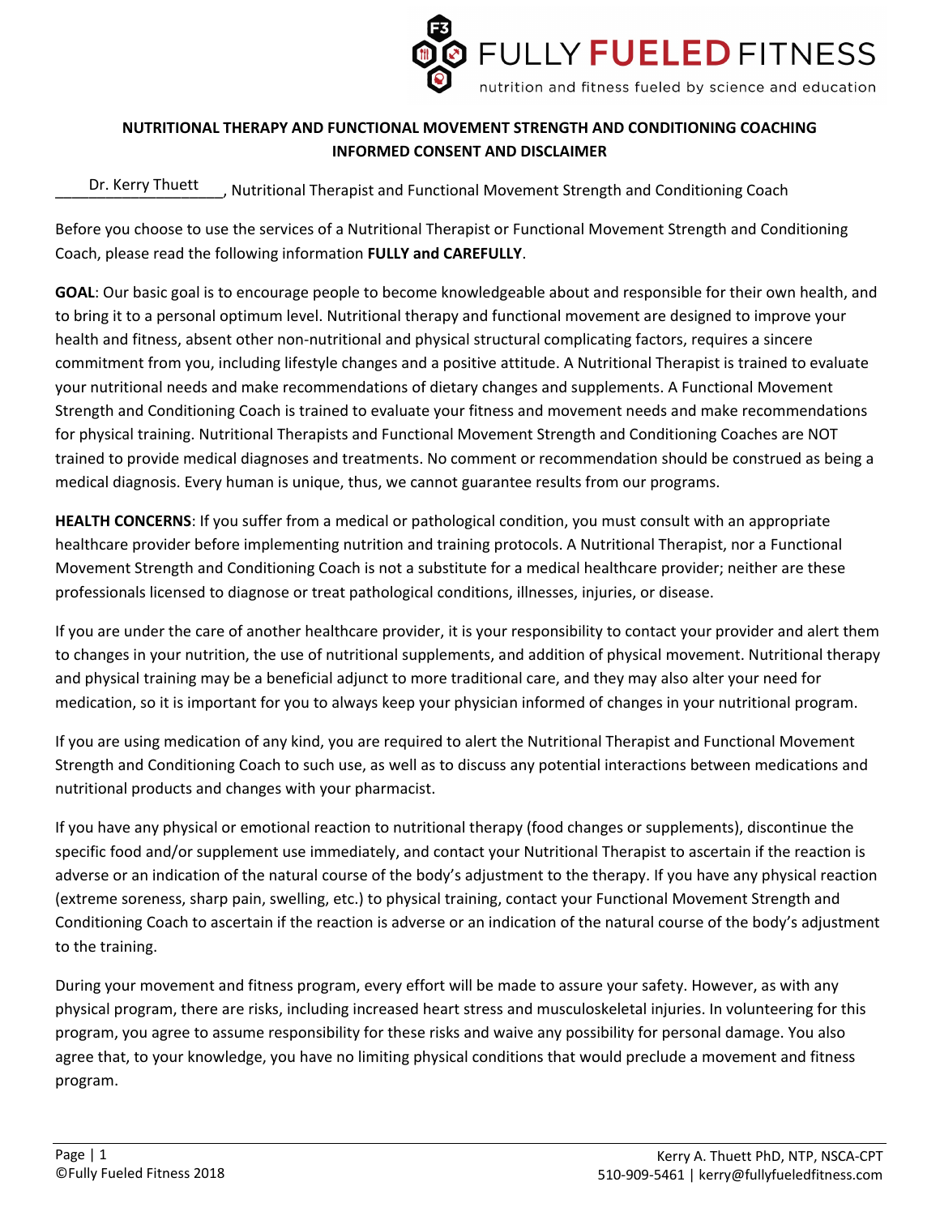FULLY FUELED FITNESS

nutrition and fitness fueled by science and education

## NUTRITIONAL THERAPY AND FUNCTIONAL MOVEMENT STRENGTH AND CONDITIONING COACHING INFORMED CONSENT AND DISCLAIMER

Dr. Kerry Thuett, Nutritional Therapist and Functional Movement Strength and Conditioning Coach

Before you choose to use the services of a Nutritional Therapist or Functional Movement Strength and Conditioning Coach, please read the following information **FULLY and CAREFULLY**.

**GOAL**: Our basic goal is to encourage people to become knowledgeable about and responsible for their own health, and to bring it to a personal optimum level. Nutritional therapy and functional movement are designed to improve your health and fitness, absent other non-nutritional and physical structural complicating factors, requires a sincere commitment from you, including lifestyle changes and a positive attitude. A Nutritional Therapist is trained to evaluate your nutritional needs and make recommendations of dietary changes and supplements. A Functional Movement Strength and Conditioning Coach is trained to evaluate your fitness and movement needs and make recommendations for physical training. Nutritional Therapists and Functional Movement Strength and Conditioning Coaches are NOT trained to provide medical diagnoses and treatments. No comment or recommendation should be construed as being a medical diagnosis. Every human is unique, thus, we cannot guarantee results from our programs.

**HEALTH CONCERNS**: If you suffer from a medical or pathological condition, you must consult with an appropriate healthcare provider before implementing nutrition and training protocols. A Nutritional Therapist, nor a Functional Movement Strength and Conditioning Coach is not a substitute for a medical healthcare provider; neither are these professionals licensed to diagnose or treat pathological conditions, illnesses, injuries, or disease.

If you are under the care of another healthcare provider, it is your responsibility to contact your provider and alert them to changes in your nutrition, the use of nutritional supplements, and addition of physical movement. Nutritional therapy and physical training may be a beneficial adjunct to more traditional care, and they may also alter your need for medication, so it is important for you to always keep your physician informed of changes in your nutritional program.

If you are using medication of any kind, you are required to alert the Nutritional Therapist and Functional Movement Strength and Conditioning Coach to such use, as well as to discuss any potential interactions between medications and nutritional products and changes with your pharmacist.

If you have any physical or emotional reaction to nutritional therapy (food changes or supplements), discontinue the specific food and/or supplement use immediately, and contact your Nutritional Therapist to ascertain if the reaction is adverse or an indication of the natural course of the body's adjustment to the therapy. If you have any physical reaction (extreme soreness, sharp pain, swelling, etc.) to physical training, contact your Functional Movement Strength and Conditioning Coach to ascertain if the reaction is adverse or an indication of the natural course of the body's adjustment to the training.

During your movement and fitness program, every effort will be made to assure your safety. However, as with any physical program, there are risks, including increased heart stress and musculoskeletal injuries. In volunteering for this program, you agree to assume responsibility for these risks and waive any possibility for personal damage. You also agree that, to your knowledge, you have no limiting physical conditions that would preclude a movement and fitness program.

©Fully Fueled Fitness 2018

Kerry A. Thuett PhD, NTP, NSCA-CPT
510-909-5461 | kerry@fullyfueledfitness.com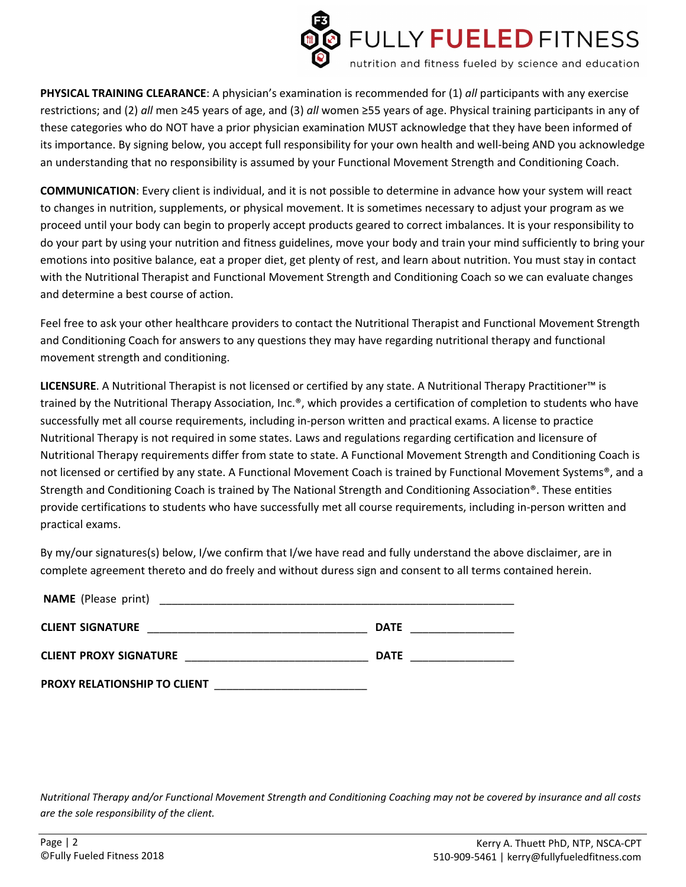**PHYSICAL TRAINING CLEARANCE**: A physician's examination is recommended for (1) *all* participants with any exercise restrictions; and (2) *all* men ≥45 years of age, and (3) *all* women ≥55 years of age. Physical training participants in any of these categories who do NOT have a prior physician examination MUST acknowledge that they have been informed of its importance. By signing below, you accept full responsibility for your own health and well-being AND you acknowledge an understanding that no responsibility is assumed by your Functional Movement Strength and Conditioning Coach.

**COMMUNICATION**: Every client is individual, and it is not possible to determine in advance how your system will react to changes in nutrition, supplements, or physical movement. It is sometimes necessary to adjust your program as we proceed until your body can begin to properly accept products geared to correct imbalances. It is your responsibility to do your part by using your nutrition and fitness guidelines, move your body and train your mind sufficiently to bring your emotions into positive balance, eat a proper diet, get plenty of rest, and learn about nutrition. You must stay in contact with the Nutritional Therapist and Functional Movement Strength and Conditioning Coach so we can evaluate changes and determine a best course of action.

Feel free to ask your other healthcare providers to contact the Nutritional Therapist and Functional Movement Strength and Conditioning Coach for answers to any questions they may have regarding nutritional therapy and functional movement strength and conditioning.

**LICENSURE**. A Nutritional Therapist is not licensed or certified by any state. A Nutritional Therapy Practitioner™ is trained by the Nutritional Therapy Association, Inc.®, which provides a certification of completion to students who have successfully met all course requirements, including in-person written and practical exams. A license to practice Nutritional Therapy is not required in some states. Laws and regulations regarding certification and licensure of Nutritional Therapy requirements differ from state to state. A Functional Movement Strength and Conditioning Coach is not licensed or certified by any state. A Functional Movement Coach is trained by Functional Movement Systems®, and a Strength and Conditioning Coach is trained by The National Strength and Conditioning Association®. These entities provide certifications to students who have successfully met all course requirements, including in-person written and practical exams.

By my/our signatures(s) below, I/we confirm that I/we have read and fully understand the above disclaimer, are in complete agreement thereto and do freely and without duress sign and consent to all terms contained herein.

**NAME** (Please print) ____________________________________________________________

**CLIENT SIGNATURE** _____________________________________ **DATE** _________________

**CLIENT PROXY SIGNATURE** ______________________________ **DATE** _________________

**PROXY RELATIONSHIP TO CLIENT** _________________________

*Nutritional Therapy and/or Functional Movement Strength and Conditioning Coaching may not be covered by insurance and all costs are the sole responsibility of the client.*

©Fully Fueled Fitness 2018

Kerry A. Thuett PhD, NTP, NSCA-CPT
510-909-5461 | kerry@fullyfueledfitness.com